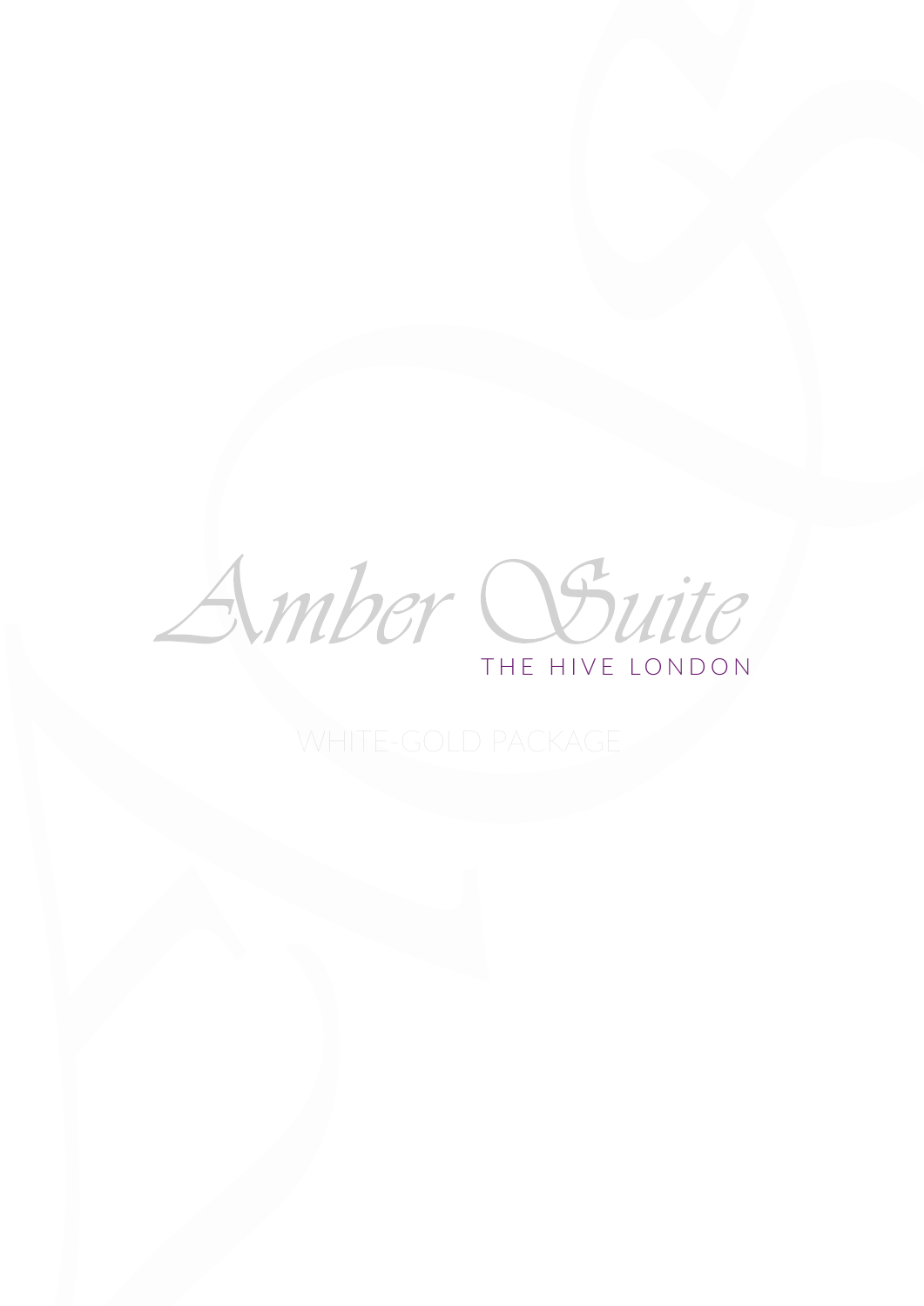# Amber Suite

THE HIVE LONDON

WHITE-GOLD PACKAGE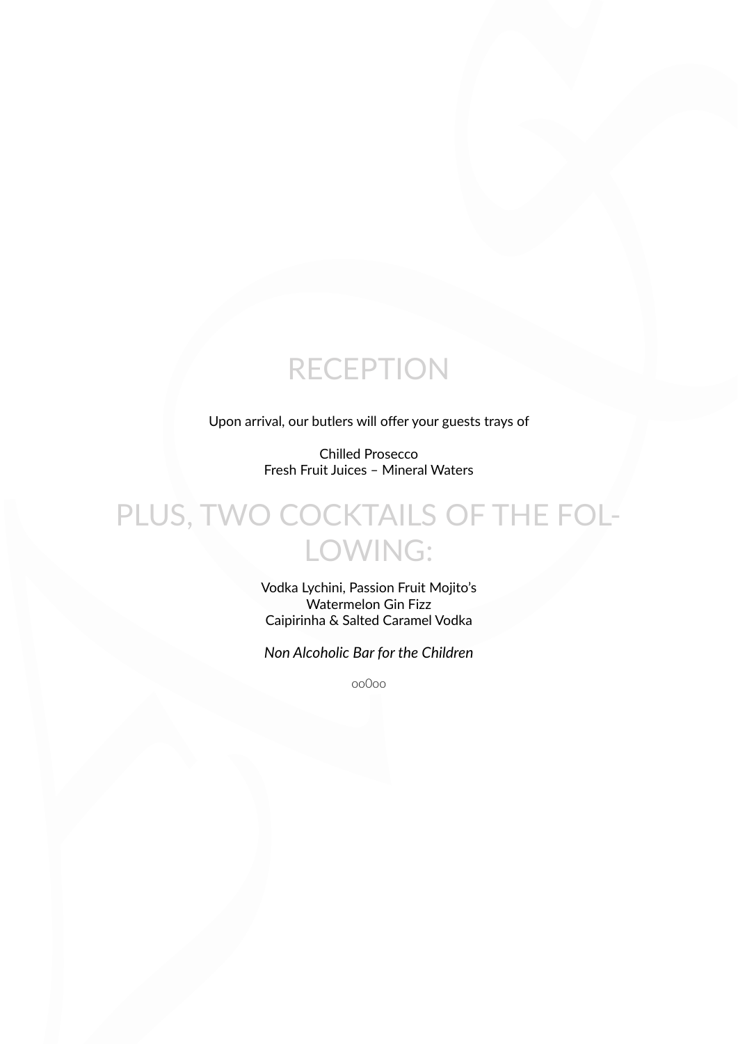# RECEPTION

Upon arrival, our butlers will offer your guests trays of

Chilled Prosecco
Fresh Fruit Juices – Mineral Waters

# PLUS, TWO COCKTAILS OF THE FOLLOWING:

Vodka Lychini, Passion Fruit Mojito's
Watermelon Gin Fizz
Caipirinha & Salted Caramel Vodka

*Non Alcoholic Bar for the Children*

ooOoo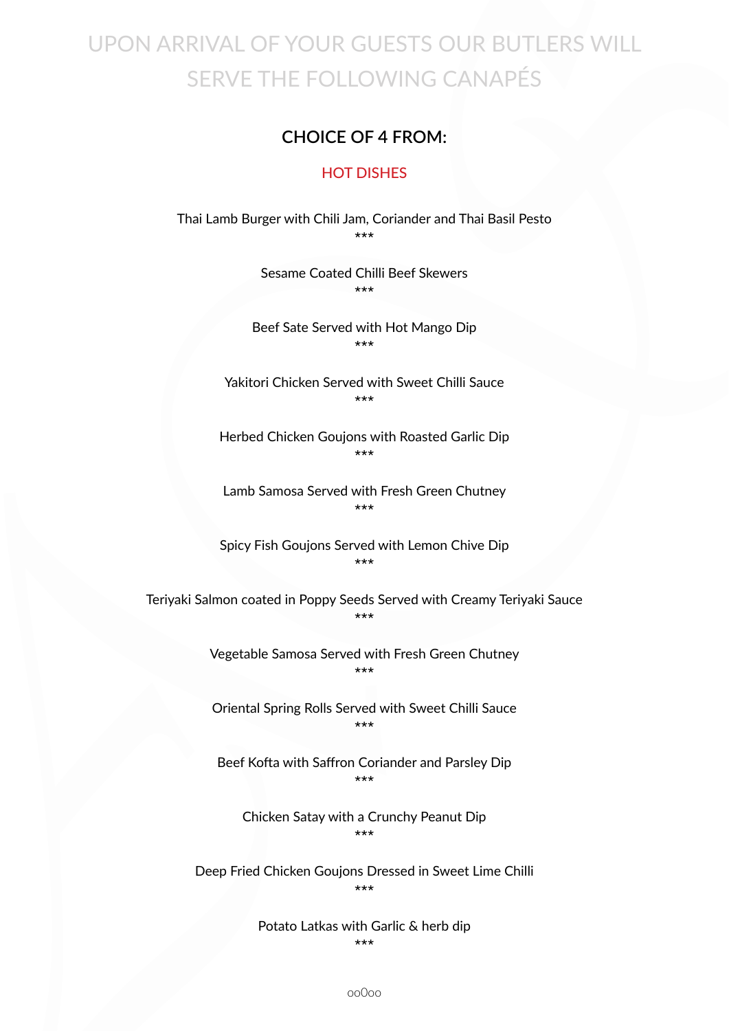# UPON ARRIVAL OF YOUR GUESTS OUR BUTLERS WILL SERVE THE FOLLOWING CANAPÉS

## CHOICE OF 4 FROM:

### HOT DISHES

Thai Lamb Burger with Chili Jam, Coriander and Thai Basil Pesto

***

Sesame Coated Chilli Beef Skewers

***

Beef Sate Served with Hot Mango Dip

***

Yakitori Chicken Served with Sweet Chilli Sauce

***

Herbed Chicken Goujons with Roasted Garlic Dip

***

Lamb Samosa Served with Fresh Green Chutney

***

Spicy Fish Goujons Served with Lemon Chive Dip

***

Teriyaki Salmon coated in Poppy Seeds Served with Creamy Teriyaki Sauce

***

Vegetable Samosa Served with Fresh Green Chutney

***

Oriental Spring Rolls Served with Sweet Chilli Sauce

***

Beef Kofta with Saffron Coriander and Parsley Dip

***

Chicken Satay with a Crunchy Peanut Dip

***

Deep Fried Chicken Goujons Dressed in Sweet Lime Chilli

***

Potato Latkas with Garlic & herb dip

***

ooOoo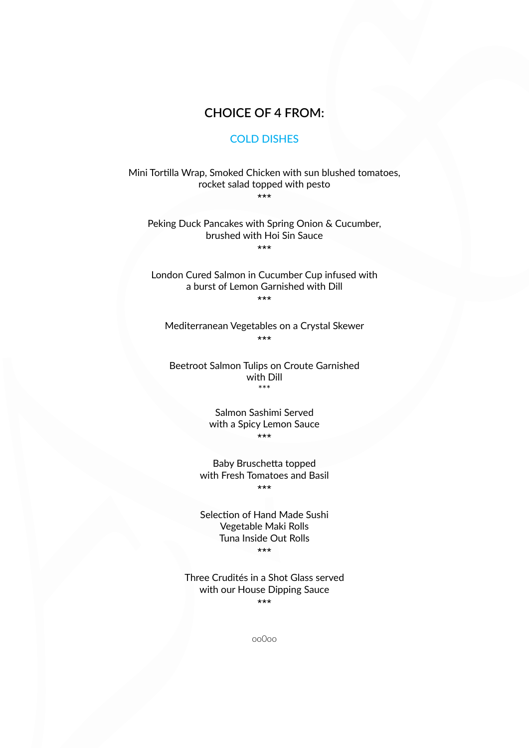## CHOICE OF 4 FROM:

### COLD DISHES

Mini Tortilla Wrap, Smoked Chicken with sun blushed tomatoes,
rocket salad topped with pesto

***

Peking Duck Pancakes with Spring Onion & Cucumber,
brushed with Hoi Sin Sauce

***

London Cured Salmon in Cucumber Cup infused with
a burst of Lemon Garnished with Dill

***

Mediterranean Vegetables on a Crystal Skewer

***

Beetroot Salmon Tulips on Croute Garnished
with Dill

***

Salmon Sashimi Served
with a Spicy Lemon Sauce

***

Baby Bruschetta topped
with Fresh Tomatoes and Basil

***

Selection of Hand Made Sushi
Vegetable Maki Rolls
Tuna Inside Out Rolls

***

Three Crudités in a Shot Glass served
with our House Dipping Sauce

***

ooOoo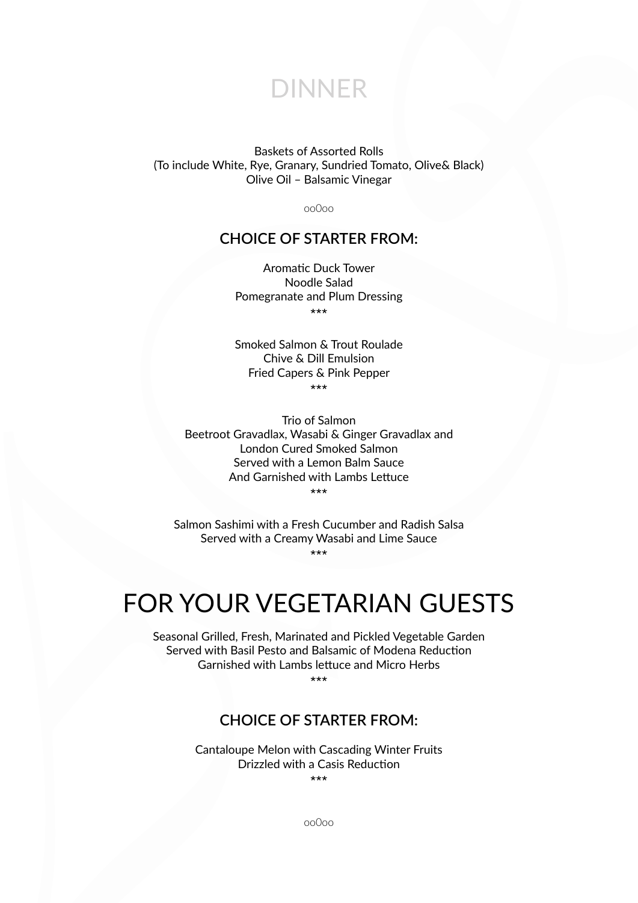# DINNER

Baskets of Assorted Rolls
(To include White, Rye, Granary, Sundried Tomato, Olive& Black)
Olive Oil – Balsamic Vinegar

ooOoo

## CHOICE OF STARTER FROM:

Aromatic Duck Tower
Noodle Salad
Pomegranate and Plum Dressing
***

Smoked Salmon & Trout Roulade
Chive & Dill Emulsion
Fried Capers & Pink Pepper
***

Trio of Salmon
Beetroot Gravadlax, Wasabi & Ginger Gravadlax and
London Cured Smoked Salmon
Served with a Lemon Balm Sauce
And Garnished with Lambs Lettuce
***

Salmon Sashimi with a Fresh Cucumber and Radish Salsa
Served with a Creamy Wasabi and Lime Sauce
***

# FOR YOUR VEGETARIAN GUESTS

Seasonal Grilled, Fresh, Marinated and Pickled Vegetable Garden
Served with Basil Pesto and Balsamic of Modena Reduction
Garnished with Lambs lettuce and Micro Herbs
***

## CHOICE OF STARTER FROM:

Cantaloupe Melon with Cascading Winter Fruits
Drizzled with a Casis Reduction
***

ooOoo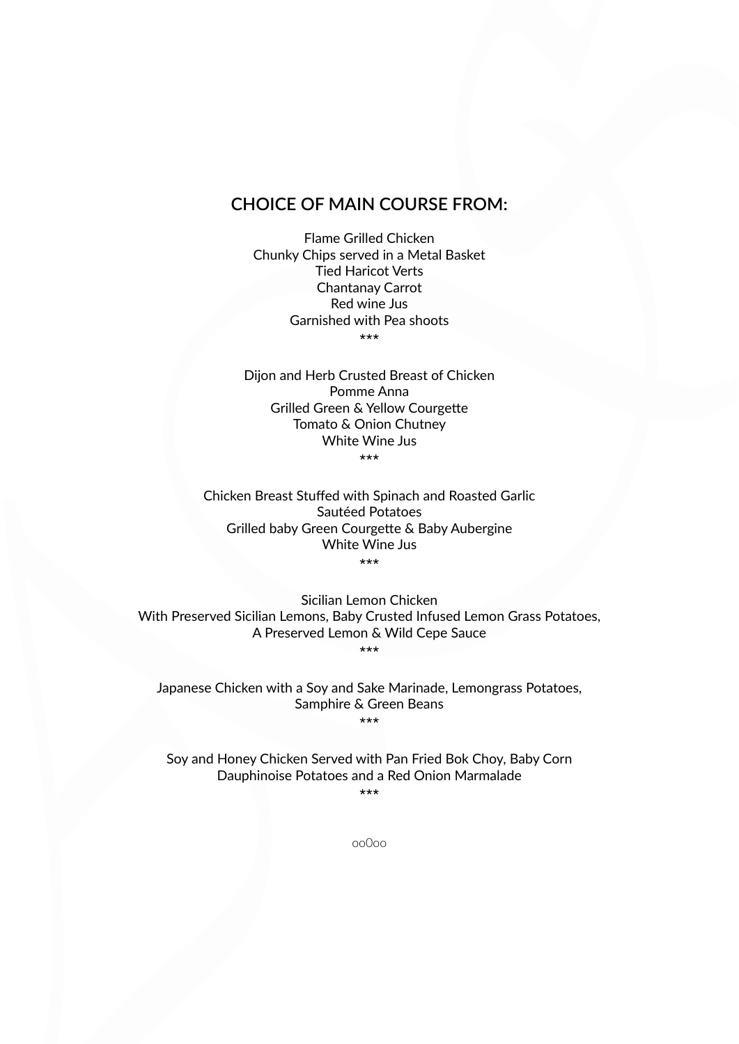## CHOICE OF MAIN COURSE FROM:

Flame Grilled Chicken
Chunky Chips served in a Metal Basket
Tied Haricot Verts
Chantanay Carrot
Red wine Jus
Garnished with Pea shoots
***

Dijon and Herb Crusted Breast of Chicken
Pomme Anna
Grilled Green & Yellow Courgette
Tomato & Onion Chutney
White Wine Jus
***

Chicken Breast Stuffed with Spinach and Roasted Garlic
Sautéed Potatoes
Grilled baby Green Courgette & Baby Aubergine
White Wine Jus
***

Sicilian Lemon Chicken
With Preserved Sicilian Lemons, Baby Crusted Infused Lemon Grass Potatoes,
A Preserved Lemon & Wild Cepe Sauce
***

Japanese Chicken with a Soy and Sake Marinade, Lemongrass Potatoes,
Samphire & Green Beans
***

Soy and Honey Chicken Served with Pan Fried Bok Choy, Baby Corn
Dauphinoise Potatoes and a Red Onion Marmalade
***

ooOoo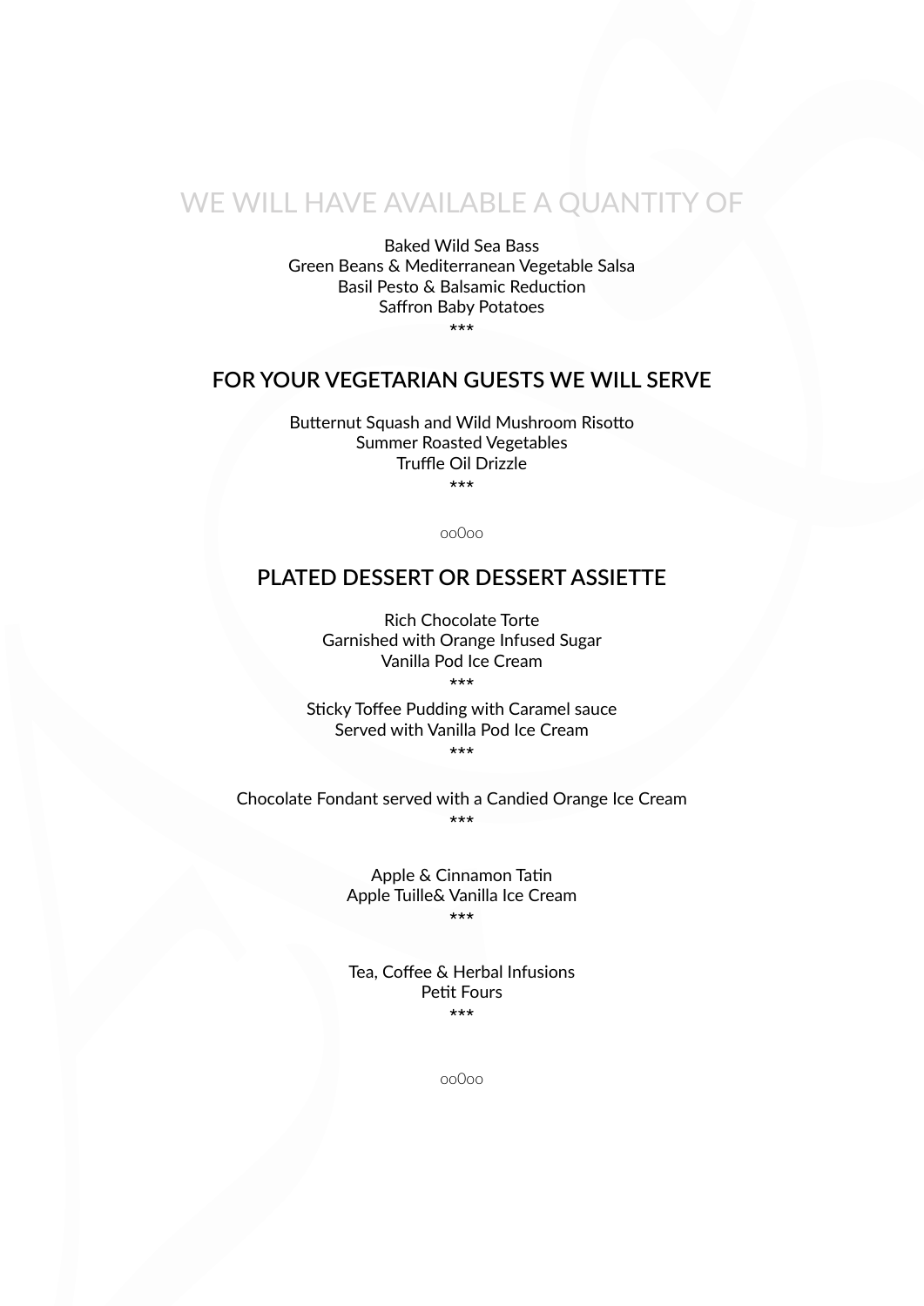## WE WILL HAVE AVAILABLE A QUANTITY OF

Baked Wild Sea Bass
Green Beans & Mediterranean Vegetable Salsa
Basil Pesto & Balsamic Reduction
Saffron Baby Potatoes
***

## FOR YOUR VEGETARIAN GUESTS WE WILL SERVE

Butternut Squash and Wild Mushroom Risotto
Summer Roasted Vegetables
Truffle Oil Drizzle
***

ooOoo

## PLATED DESSERT OR DESSERT ASSIETTE

Rich Chocolate Torte
Garnished with Orange Infused Sugar
Vanilla Pod Ice Cream
***

Sticky Toffee Pudding with Caramel sauce
Served with Vanilla Pod Ice Cream
***

Chocolate Fondant served with a Candied Orange Ice Cream
***

Apple & Cinnamon Tatin
Apple Tuille& Vanilla Ice Cream
***

Tea, Coffee & Herbal Infusions
Petit Fours
***

ooOoo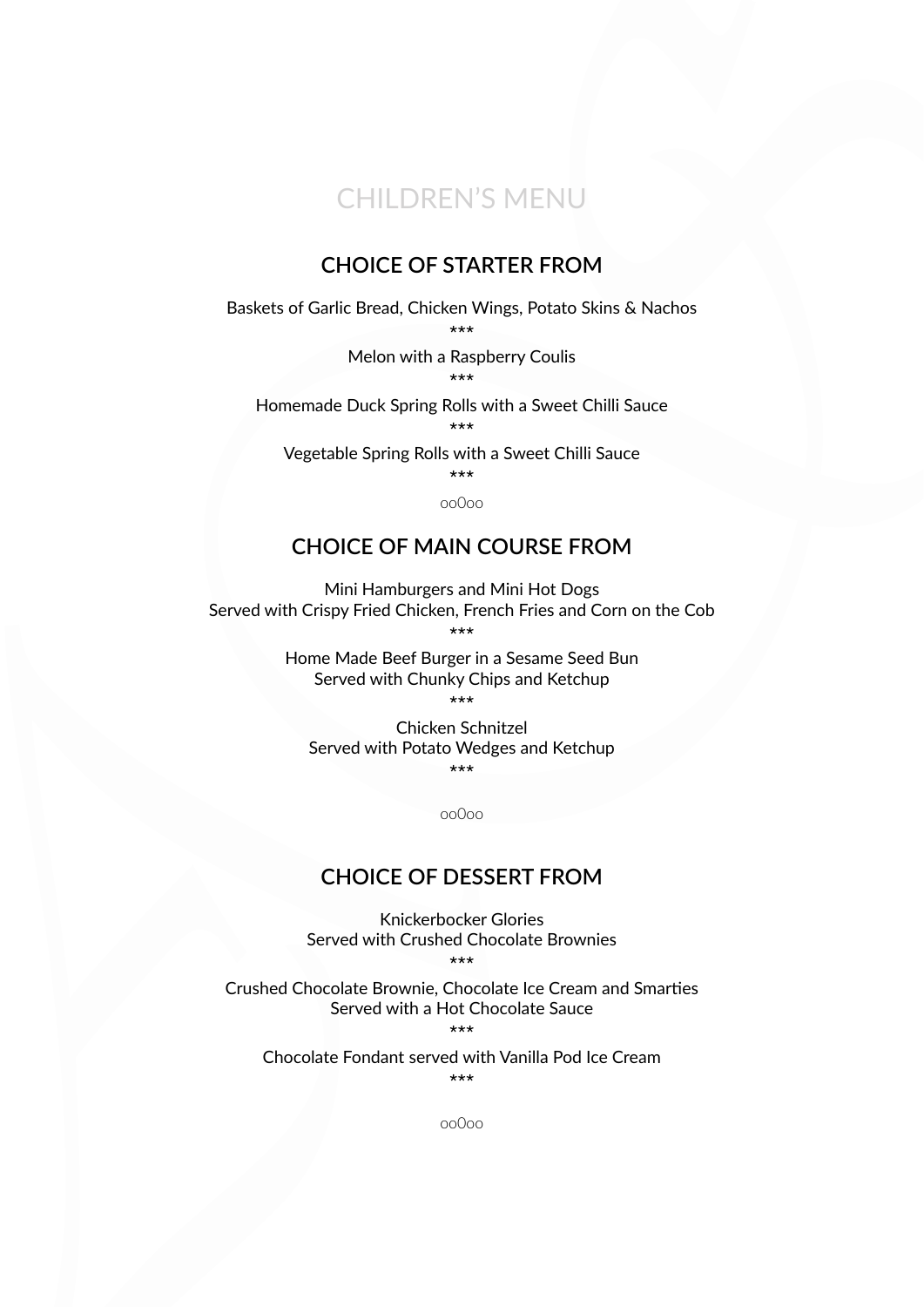# CHILDREN'S MENU

## CHOICE OF STARTER FROM

Baskets of Garlic Bread, Chicken Wings, Potato Skins & Nachos

***

Melon with a Raspberry Coulis

***

Homemade Duck Spring Rolls with a Sweet Chilli Sauce

***

Vegetable Spring Rolls with a Sweet Chilli Sauce

***

ooOoo

## CHOICE OF MAIN COURSE FROM

Mini Hamburgers and Mini Hot Dogs
Served with Crispy Fried Chicken, French Fries and Corn on the Cob

***

Home Made Beef Burger in a Sesame Seed Bun
Served with Chunky Chips and Ketchup

***

Chicken Schnitzel
Served with Potato Wedges and Ketchup

***

ooOoo

## CHOICE OF DESSERT FROM

Knickerbocker Glories
Served with Crushed Chocolate Brownies

***

Crushed Chocolate Brownie, Chocolate Ice Cream and Smarties
Served with a Hot Chocolate Sauce

***

Chocolate Fondant served with Vanilla Pod Ice Cream

***

ooOoo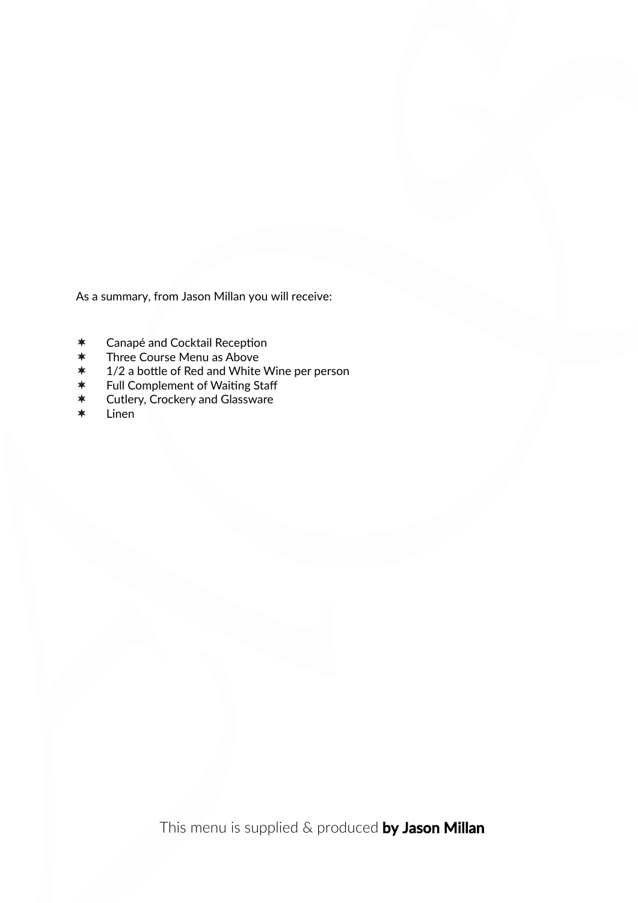As a summary, from Jason Millan you will receive:

- Canapé and Cocktail Reception
- Three Course Menu as Above
- 1/2 a bottle of Red and White Wine per person
- Full Complement of Waiting Staff
- Cutlery, Crockery and Glassware
- Linen

This menu is supplied & produced **by Jason Millan**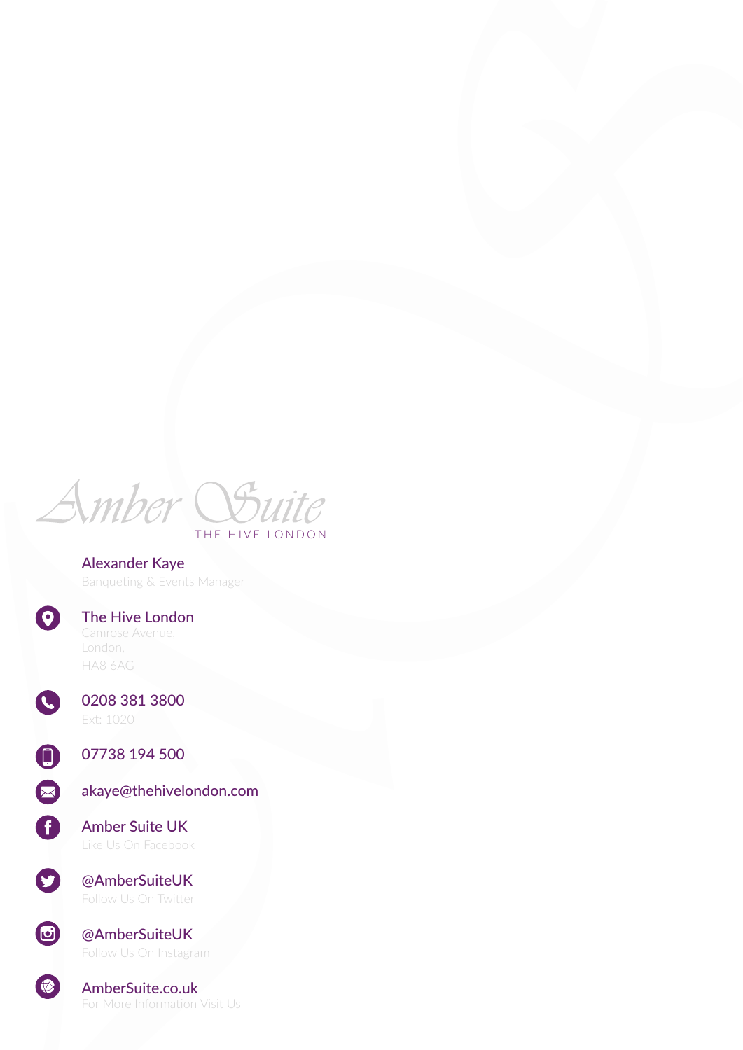Amber Suite

THE HIVE LONDON

**Alexander Kaye**
Banqueting & Events Manager

**The Hive London**
Camrose Avenue,
London,
HA8 6AG

**0208 381 3800**
Ext: 1020

**07738 194 500**

**akaye@thehivelondon.com**

**Amber Suite UK**
Like Us On Facebook

**@AmberSuiteUK**
Follow Us On Twitter

**@AmberSuiteUK**
Follow Us On Instagram

**AmberSuite.co.uk**
For More Information Visit Us